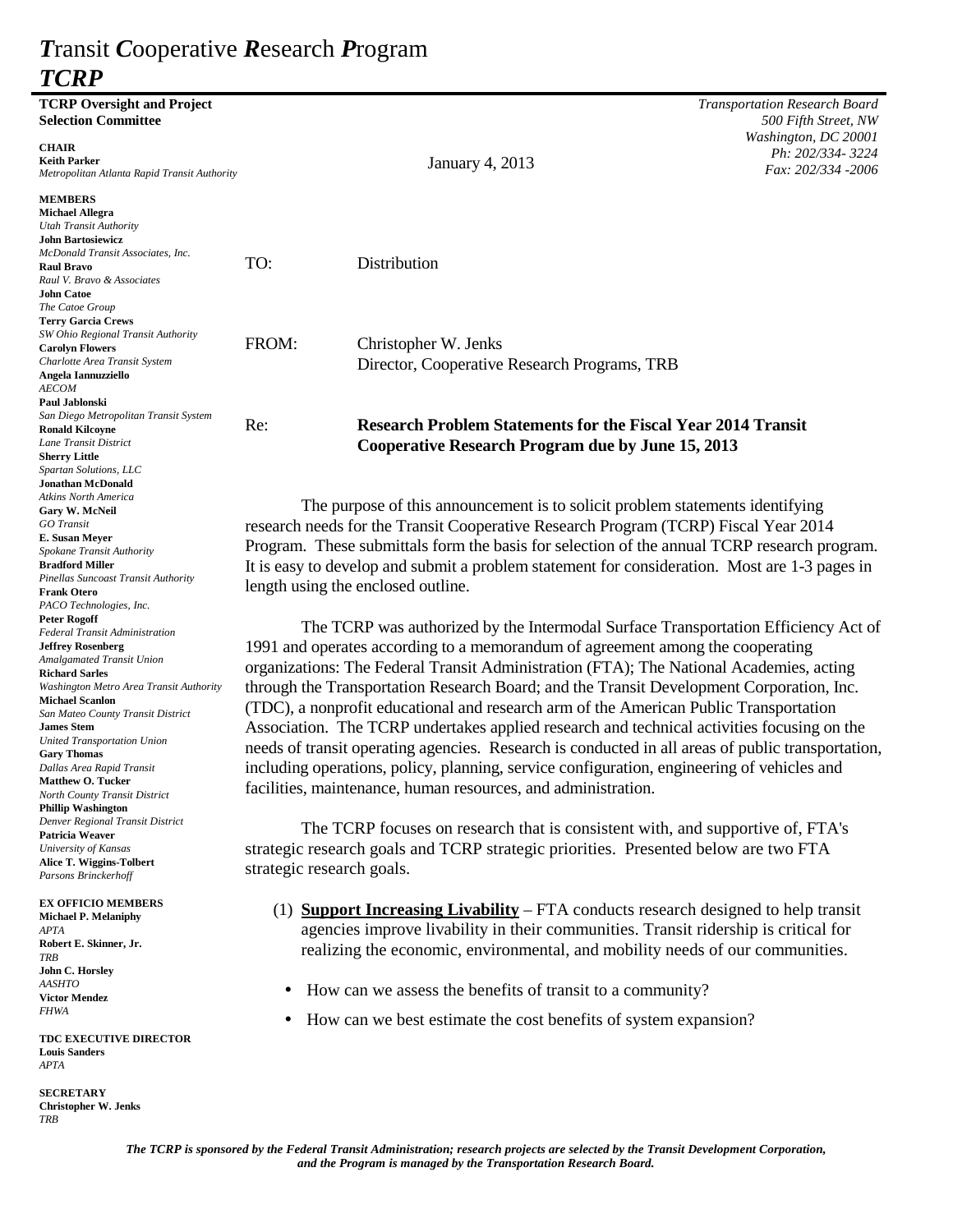# *T*ransit *C*ooperative *R*esearch *P*rogram
## *TCRP*

**TCRP Oversight and Project Selection Committee**

**CHAIR**
**Keith Parker**
*Metropolitan Atlanta Rapid Transit Authority*

**MEMBERS**
**Michael Allegra**
*Utah Transit Authority*
**John Bartosiewicz**
*McDonald Transit Associates, Inc.*
**Raul Bravo**
*Raul V. Bravo & Associates*
**John Catoe**
*The Catoe Group*
**Terry Garcia Crews**
*SW Ohio Regional Transit Authority*
**Carolyn Flowers**
*Charlotte Area Transit System*
**Angela Iannuzziello**
*AECOM*
**Paul Jablonski**
*San Diego Metropolitan Transit System*
**Ronald Kilcoyne**
*Lane Transit District*
**Sherry Little**
*Spartan Solutions, LLC*
**Jonathan McDonald**
*Atkins North America*
**Gary W. McNeil**
*GO Transit*
**E. Susan Meyer**
*Spokane Transit Authority*
**Bradford Miller**
*Pinellas Suncoast Transit Authority*
**Frank Otero**
*PACO Technologies, Inc.*
**Peter Rogoff**
*Federal Transit Administration*
**Jeffrey Rosenberg**
*Amalgamated Transit Union*
**Richard Sarles**
*Washington Metro Area Transit Authority*
**Michael Scanlon**
*San Mateo County Transit District*
**James Stem**
*United Transportation Union*
**Gary Thomas**
*Dallas Area Rapid Transit*
**Matthew O. Tucker**
*North County Transit District*
**Phillip Washington**
*Denver Regional Transit District*
**Patricia Weaver**
*University of Kansas*
**Alice T. Wiggins-Tolbert**
*Parsons Brinckerhoff*

**EX OFFICIO MEMBERS**
**Michael P. Melaniphy**
*APTA*
**Robert E. Skinner, Jr.**
*TRB*
**John C. Horsley**
*AASHTO*
**Victor Mendez**
*FHWA*

**TDC EXECUTIVE DIRECTOR**
**Louis Sanders**
*APTA*

**SECRETARY**
**Christopher W. Jenks**
*TRB*

*Transportation Research Board*
*500 Fifth Street, NW*
*Washington, DC 20001*
*Ph: 202/334- 3224*
*Fax: 202/334 -2006*

January 4, 2013

TO: Distribution

FROM: Christopher W. Jenks
Director, Cooperative Research Programs, TRB

Re: **Research Problem Statements for the Fiscal Year 2014 Transit Cooperative Research Program due by June 15, 2013**

The purpose of this announcement is to solicit problem statements identifying research needs for the Transit Cooperative Research Program (TCRP) Fiscal Year 2014 Program. These submittals form the basis for selection of the annual TCRP research program. It is easy to develop and submit a problem statement for consideration. Most are 1-3 pages in length using the enclosed outline.

The TCRP was authorized by the Intermodal Surface Transportation Efficiency Act of 1991 and operates according to a memorandum of agreement among the cooperating organizations: The Federal Transit Administration (FTA); The National Academies, acting through the Transportation Research Board; and the Transit Development Corporation, Inc. (TDC), a nonprofit educational and research arm of the American Public Transportation Association. The TCRP undertakes applied research and technical activities focusing on the needs of transit operating agencies. Research is conducted in all areas of public transportation, including operations, policy, planning, service configuration, engineering of vehicles and facilities, maintenance, human resources, and administration.

The TCRP focuses on research that is consistent with, and supportive of, FTA's strategic research goals and TCRP strategic priorities. Presented below are two FTA strategic research goals.

(1) **Support Increasing Livability** – FTA conducts research designed to help transit agencies improve livability in their communities. Transit ridership is critical for realizing the economic, environmental, and mobility needs of our communities.

- How can we assess the benefits of transit to a community?
- How can we best estimate the cost benefits of system expansion?

*The TCRP is sponsored by the Federal Transit Administration; research projects are selected by the Transit Development Corporation, and the Program is managed by the Transportation Research Board.*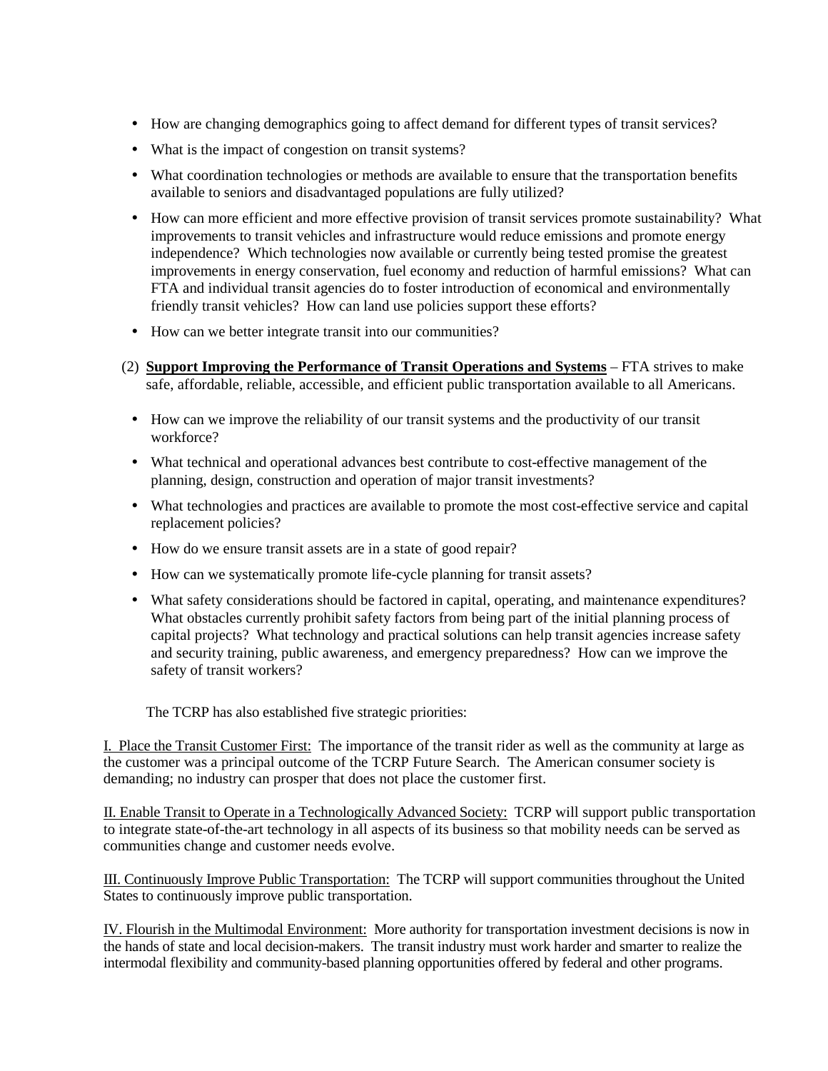- How are changing demographics going to affect demand for different types of transit services?
- What is the impact of congestion on transit systems?
- What coordination technologies or methods are available to ensure that the transportation benefits available to seniors and disadvantaged populations are fully utilized?
- How can more efficient and more effective provision of transit services promote sustainability? What improvements to transit vehicles and infrastructure would reduce emissions and promote energy independence? Which technologies now available or currently being tested promise the greatest improvements in energy conservation, fuel economy and reduction of harmful emissions? What can FTA and individual transit agencies do to foster introduction of economical and environmentally friendly transit vehicles? How can land use policies support these efforts?
- How can we better integrate transit into our communities?

(2) **Support Improving the Performance of Transit Operations and Systems** – FTA strives to make safe, affordable, reliable, accessible, and efficient public transportation available to all Americans.

- How can we improve the reliability of our transit systems and the productivity of our transit workforce?
- What technical and operational advances best contribute to cost-effective management of the planning, design, construction and operation of major transit investments?
- What technologies and practices are available to promote the most cost-effective service and capital replacement policies?
- How do we ensure transit assets are in a state of good repair?
- How can we systematically promote life-cycle planning for transit assets?
- What safety considerations should be factored in capital, operating, and maintenance expenditures? What obstacles currently prohibit safety factors from being part of the initial planning process of capital projects? What technology and practical solutions can help transit agencies increase safety and security training, public awareness, and emergency preparedness? How can we improve the safety of transit workers?

The TCRP has also established five strategic priorities:

I. Place the Transit Customer First: The importance of the transit rider as well as the community at large as the customer was a principal outcome of the TCRP Future Search. The American consumer society is demanding; no industry can prosper that does not place the customer first.

II. Enable Transit to Operate in a Technologically Advanced Society: TCRP will support public transportation to integrate state-of-the-art technology in all aspects of its business so that mobility needs can be served as communities change and customer needs evolve.

III. Continuously Improve Public Transportation: The TCRP will support communities throughout the United States to continuously improve public transportation.

IV. Flourish in the Multimodal Environment: More authority for transportation investment decisions is now in the hands of state and local decision-makers. The transit industry must work harder and smarter to realize the intermodal flexibility and community-based planning opportunities offered by federal and other programs.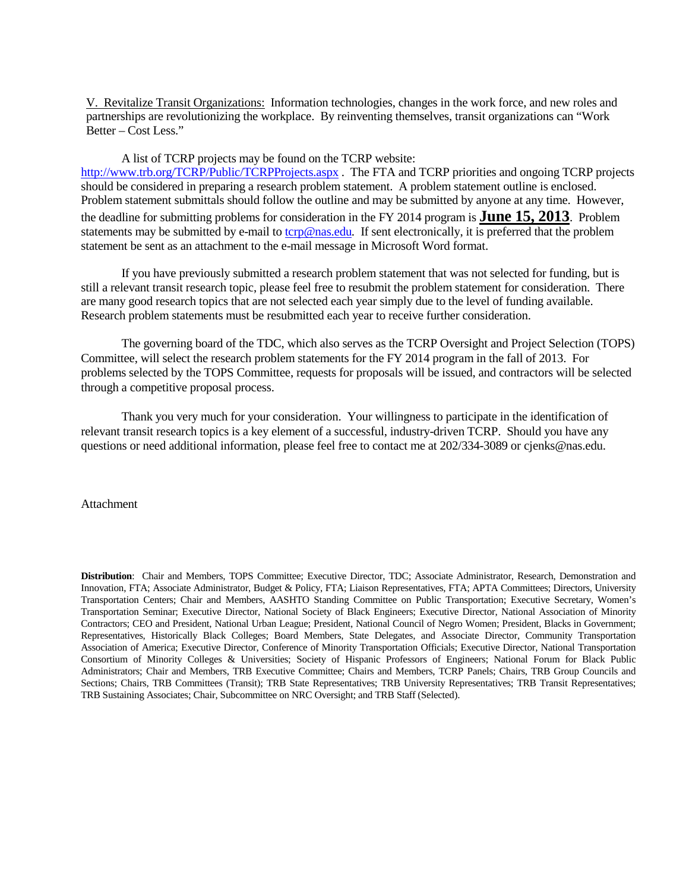<u>V. Revitalize Transit Organizations:</u> Information technologies, changes in the work force, and new roles and partnerships are revolutionizing the workplace. By reinventing themselves, transit organizations can "Work Better – Cost Less."

A list of TCRP projects may be found on the TCRP website: http://www.trb.org/TCRP/Public/TCRPProjects.aspx . The FTA and TCRP priorities and ongoing TCRP projects should be considered in preparing a research problem statement. A problem statement outline is enclosed. Problem statement submittals should follow the outline and may be submitted by anyone at any time. However, the deadline for submitting problems for consideration in the FY 2014 program is **<u>June 15, 2013</u>**. Problem statements may be submitted by e-mail to tcrp@nas.edu. If sent electronically, it is preferred that the problem statement be sent as an attachment to the e-mail message in Microsoft Word format.

If you have previously submitted a research problem statement that was not selected for funding, but is still a relevant transit research topic, please feel free to resubmit the problem statement for consideration. There are many good research topics that are not selected each year simply due to the level of funding available. Research problem statements must be resubmitted each year to receive further consideration.

The governing board of the TDC, which also serves as the TCRP Oversight and Project Selection (TOPS) Committee, will select the research problem statements for the FY 2014 program in the fall of 2013. For problems selected by the TOPS Committee, requests for proposals will be issued, and contractors will be selected through a competitive proposal process.

Thank you very much for your consideration. Your willingness to participate in the identification of relevant transit research topics is a key element of a successful, industry-driven TCRP. Should you have any questions or need additional information, please feel free to contact me at 202/334-3089 or cjenks@nas.edu.

Attachment

**Distribution**: Chair and Members, TOPS Committee; Executive Director, TDC; Associate Administrator, Research, Demonstration and Innovation, FTA; Associate Administrator, Budget & Policy, FTA; Liaison Representatives, FTA; APTA Committees; Directors, University Transportation Centers; Chair and Members, AASHTO Standing Committee on Public Transportation; Executive Secretary, Women's Transportation Seminar; Executive Director, National Society of Black Engineers; Executive Director, National Association of Minority Contractors; CEO and President, National Urban League; President, National Council of Negro Women; President, Blacks in Government; Representatives, Historically Black Colleges; Board Members, State Delegates, and Associate Director, Community Transportation Association of America; Executive Director, Conference of Minority Transportation Officials; Executive Director, National Transportation Consortium of Minority Colleges & Universities; Society of Hispanic Professors of Engineers; National Forum for Black Public Administrators; Chair and Members, TRB Executive Committee; Chairs and Members, TCRP Panels; Chairs, TRB Group Councils and Sections; Chairs, TRB Committees (Transit); TRB State Representatives; TRB University Representatives; TRB Transit Representatives; TRB Sustaining Associates; Chair, Subcommittee on NRC Oversight; and TRB Staff (Selected).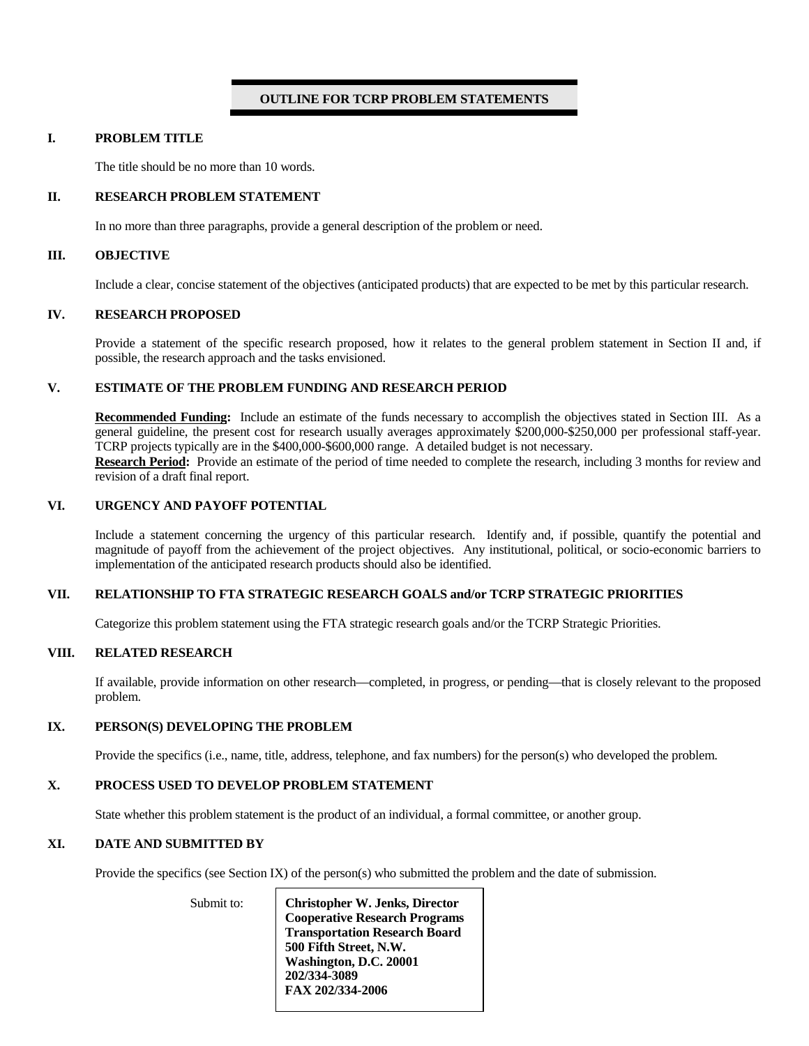# OUTLINE FOR TCRP PROBLEM STATEMENTS

## I. PROBLEM TITLE

The title should be no more than 10 words.

## II. RESEARCH PROBLEM STATEMENT

In no more than three paragraphs, provide a general description of the problem or need.

## III. OBJECTIVE

Include a clear, concise statement of the objectives (anticipated products) that are expected to be met by this particular research.

## IV. RESEARCH PROPOSED

Provide a statement of the specific research proposed, how it relates to the general problem statement in Section II and, if possible, the research approach and the tasks envisioned.

## V. ESTIMATE OF THE PROBLEM FUNDING AND RESEARCH PERIOD

**Recommended Funding:** Include an estimate of the funds necessary to accomplish the objectives stated in Section III. As a general guideline, the present cost for research usually averages approximately $200,000-$250,000 per professional staff-year. TCRP projects typically are in the $400,000-$600,000 range. A detailed budget is not necessary.

**Research Period:** Provide an estimate of the period of time needed to complete the research, including 3 months for review and revision of a draft final report.

## VI. URGENCY AND PAYOFF POTENTIAL

Include a statement concerning the urgency of this particular research. Identify and, if possible, quantify the potential and magnitude of payoff from the achievement of the project objectives. Any institutional, political, or socio-economic barriers to implementation of the anticipated research products should also be identified.

## VII. RELATIONSHIP TO FTA STRATEGIC RESEARCH GOALS and/or TCRP STRATEGIC PRIORITIES

Categorize this problem statement using the FTA strategic research goals and/or the TCRP Strategic Priorities.

## VIII. RELATED RESEARCH

If available, provide information on other research—completed, in progress, or pending—that is closely relevant to the proposed problem.

## IX. PERSON(S) DEVELOPING THE PROBLEM

Provide the specifics (i.e., name, title, address, telephone, and fax numbers) for the person(s) who developed the problem.

## X. PROCESS USED TO DEVELOP PROBLEM STATEMENT

State whether this problem statement is the product of an individual, a formal committee, or another group.

## XI. DATE AND SUBMITTED BY

Provide the specifics (see Section IX) of the person(s) who submitted the problem and the date of submission.

Submit to:

**Christopher W. Jenks, Director**
**Cooperative Research Programs**
**Transportation Research Board**
**500 Fifth Street, N.W.**
**Washington, D.C. 20001**
**202/334-3089**
**FAX 202/334-2006**